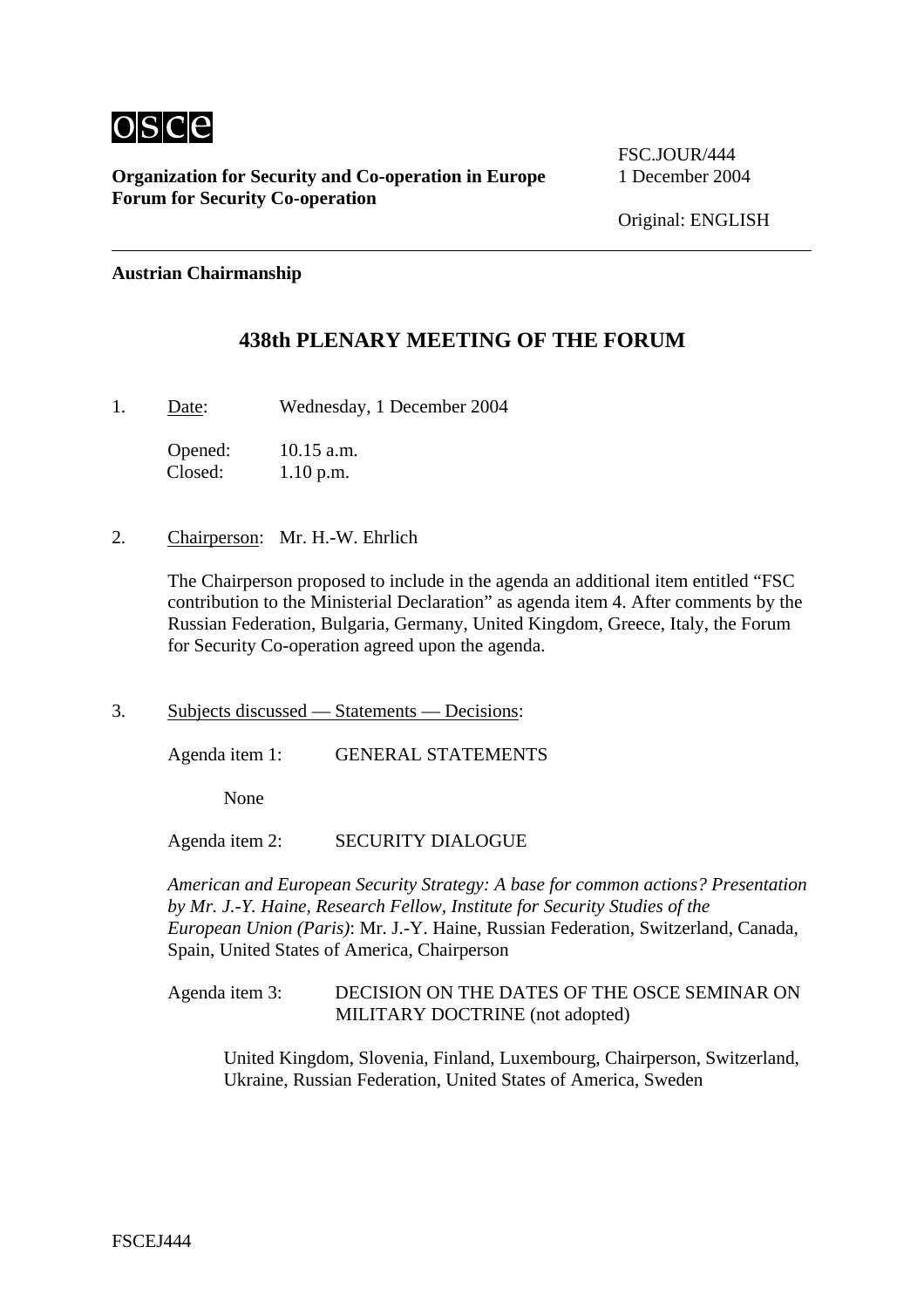osce

**Organization for Security and Co-operation in Europe**
**Forum for Security Co-operation**

FSC.JOUR/444
1 December 2004

Original: ENGLISH

**Austrian Chairmanship**

# 438th PLENARY MEETING OF THE FORUM

1. Date: Wednesday, 1 December 2004

   Opened: 10.15 a.m.
   Closed: 1.10 p.m.

2. Chairperson: Mr. H.-W. Ehrlich

   The Chairperson proposed to include in the agenda an additional item entitled "FSC contribution to the Ministerial Declaration" as agenda item 4. After comments by the Russian Federation, Bulgaria, Germany, United Kingdom, Greece, Italy, the Forum for Security Co-operation agreed upon the agenda.

3. Subjects discussed — Statements — Decisions:

   Agenda item 1: GENERAL STATEMENTS

   None

   Agenda item 2: SECURITY DIALOGUE

   *American and European Security Strategy: A base for common actions? Presentation by Mr. J.-Y. Haine, Research Fellow, Institute for Security Studies of the European Union (Paris)*: Mr. J.-Y. Haine, Russian Federation, Switzerland, Canada, Spain, United States of America, Chairperson

   Agenda item 3: DECISION ON THE DATES OF THE OSCE SEMINAR ON MILITARY DOCTRINE (not adopted)

   United Kingdom, Slovenia, Finland, Luxembourg, Chairperson, Switzerland, Ukraine, Russian Federation, United States of America, Sweden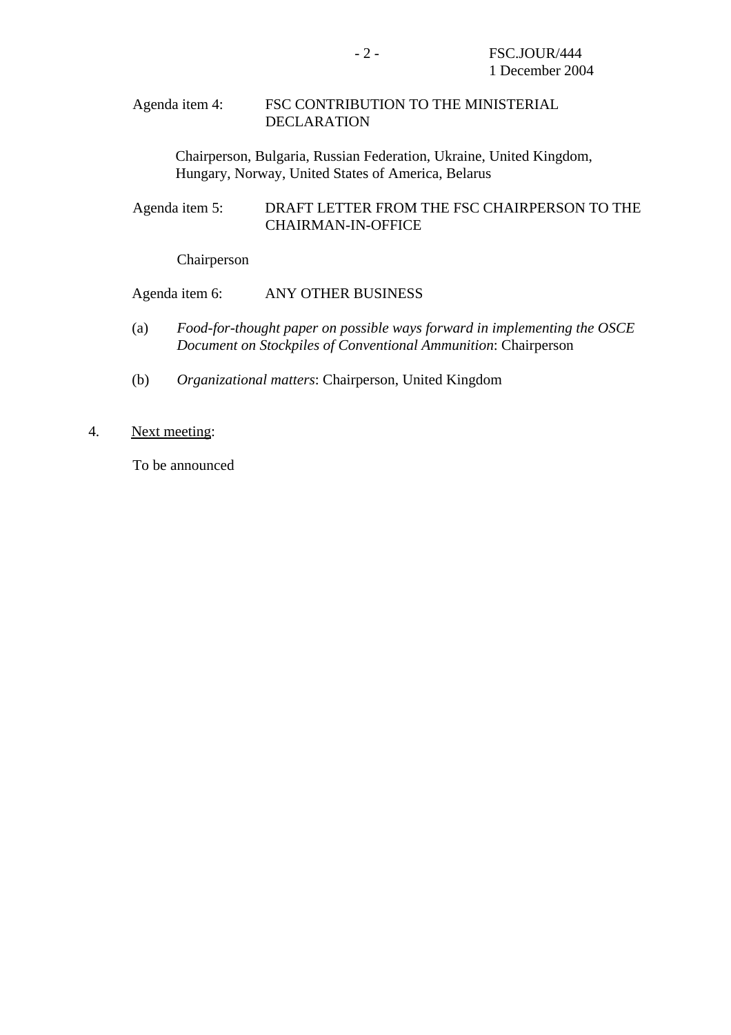Agenda item 4: FSC CONTRIBUTION TO THE MINISTERIAL DECLARATION

Chairperson, Bulgaria, Russian Federation, Ukraine, United Kingdom, Hungary, Norway, United States of America, Belarus

Agenda item 5: DRAFT LETTER FROM THE FSC CHAIRPERSON TO THE CHAIRMAN-IN-OFFICE

Chairperson

Agenda item 6: ANY OTHER BUSINESS

(a) *Food-for-thought paper on possible ways forward in implementing the OSCE Document on Stockpiles of Conventional Ammunition*: Chairperson

(b) *Organizational matters*: Chairperson, United Kingdom

4. Next meeting:

To be announced